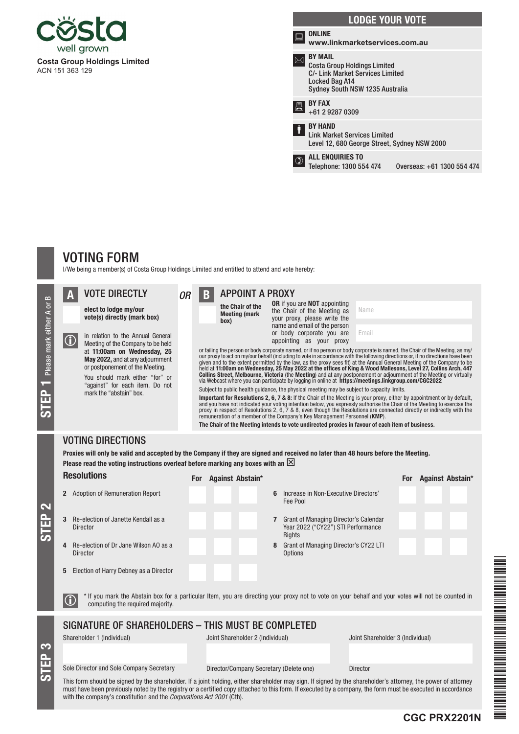**Costa Group Holdings Limited**
ACN 151 363 129

## LODGE YOUR VOTE

**ONLINE**
**www.linkmarketservices.com.au**

**BY MAIL**
Costa Group Holdings Limited
C/- Link Market Services Limited
Locked Bag A14
Sydney South NSW 1235 Australia

**BY FAX**
+61 2 9287 0309

**BY HAND**
Link Market Services Limited
Level 12, 680 George Street, Sydney NSW 2000

**ALL ENQUIRIES TO**
Telephone: 1300 554 474 Overseas: +61 1300 554 474

# VOTING FORM

I/We being a member(s) of Costa Group Holdings Limited and entitled to attend and vote hereby:

## STEP 1 Please mark either A or B

### A VOTE DIRECTLY

**elect to lodge my/our vote(s) directly (mark box)**

in relation to the Annual General Meeting of the Company to be held at **11:00am on Wednesday, 25 May 2022,** and at any adjournment or postponement of the Meeting.

You should mark either "for" or "against" for each item. Do not mark the "abstain" box.

*OR*

### B APPOINT A PROXY

**the Chair of the Meeting (mark box)**

**OR** if you are **NOT** appointing the Chair of the Meeting as your proxy, please write the name and email of the person or body corporate you are appointing as your proxy

Name

Email

or failing the person or body corporate named, or if no person or body corporate is named, the Chair of the Meeting, as my/our proxy to act on my/our behalf (including to vote in accordance with the following directions or, if no directions have been given and to the extent permitted by the law, as the proxy sees fit) at the Annual General Meeting of the Company to be held at **11:00am on Wednesday, 25 May 2022 at the offices of King & Wood Mallesons, Level 27, Collins Arch, 447 Collins Street, Melbourne, Victoria** (the **Meeting**) and at any postponement or adjournment of the Meeting or virtually via Webcast where you can participate by logging in online at **https://meetings.linkgroup.com/CGC2022**

Subject to public health guidance, the physical meeting may be subject to capacity limits.

**Important for Resolutions 2, 6, 7 & 8:** If the Chair of the Meeting is your proxy, either by appointment or by default, and you have not indicated your voting intention below, you expressly authorise the Chair of the Meeting to exercise the proxy in respect of Resolutions 2, 6, 7 & 8, even though the Resolutions are connected directly or indirectly with the remuneration of a member of the Company's Key Management Personnel (**KMP**).

**The Chair of the Meeting intends to vote undirected proxies in favour of each item of business.**

## STEP 2

### VOTING DIRECTIONS

**Proxies will only be valid and accepted by the Company if they are signed and received no later than 48 hours before the Meeting.**
**Please read the voting instructions overleaf before marking any boxes with an ☒**

| Resolutions | For | Against | Abstain* |
|---|---|---|---|
| 2 Adoption of Remuneration Report | | | |
| 3 Re-election of Janette Kendall as a Director | | | |
| 4 Re-election of Dr Jane Wilson AO as a Director | | | |
| 5 Election of Harry Debney as a Director | | | |
| 6 Increase in Non-Executive Directors' Fee Pool | | | |
| 7 Grant of Managing Director's Calendar Year 2022 ("CY22") STI Performance Rights | | | |
| 8 Grant of Managing Director's CY22 LTI Options | | | |

\* If you mark the Abstain box for a particular Item, you are directing your proxy not to vote on your behalf and your votes will not be counted in computing the required majority.

## STEP 3

### SIGNATURE OF SHAREHOLDERS – THIS MUST BE COMPLETED

| Shareholder 1 (Individual) | Joint Shareholder 2 (Individual) | Joint Shareholder 3 (Individual) |
|---|---|---|
| | | |
| Sole Director and Sole Company Secretary | Director/Company Secretary (Delete one) | Director |

This form should be signed by the shareholder. If a joint holding, either shareholder may sign. If signed by the shareholder's attorney, the power of attorney must have been previously noted by the registry or a certified copy attached to this form. If executed by a company, the form must be executed in accordance with the company's constitution and the *Corporations Act 2001* (Cth).

**CGC PRX2201N**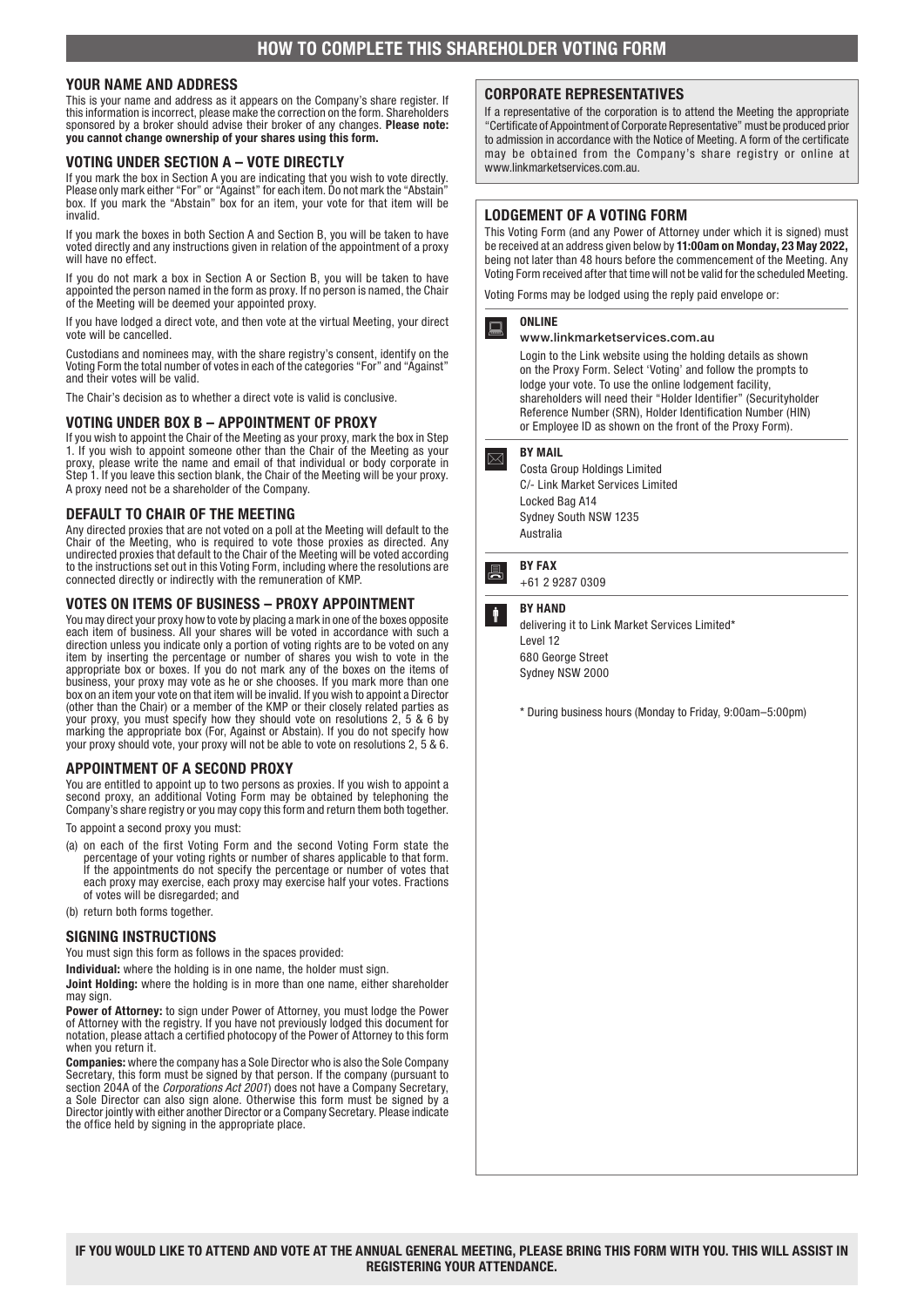# HOW TO COMPLETE THIS SHAREHOLDER VOTING FORM

## YOUR NAME AND ADDRESS

This is your name and address as it appears on the Company's share register. If this information is incorrect, please make the correction on the form. Shareholders sponsored by a broker should advise their broker of any changes. **Please note: you cannot change ownership of your shares using this form.**

## VOTING UNDER SECTION A – VOTE DIRECTLY

If you mark the box in Section A you are indicating that you wish to vote directly. Please only mark either "For" or "Against" for each item. Do not mark the "Abstain" box. If you mark the "Abstain" box for an item, your vote for that item will be invalid.

If you mark the boxes in both Section A and Section B, you will be taken to have voted directly and any instructions given in relation of the appointment of a proxy will have no effect.

If you do not mark a box in Section A or Section B, you will be taken to have appointed the person named in the form as proxy. If no person is named, the Chair of the Meeting will be deemed your appointed proxy.

If you have lodged a direct vote, and then vote at the virtual Meeting, your direct vote will be cancelled.

Custodians and nominees may, with the share registry's consent, identify on the Voting Form the total number of votes in each of the categories "For" and "Against" and their votes will be valid.

The Chair's decision as to whether a direct vote is valid is conclusive.

## VOTING UNDER BOX B – APPOINTMENT OF PROXY

If you wish to appoint the Chair of the Meeting as your proxy, mark the box in Step 1. If you wish to appoint someone other than the Chair of the Meeting as your proxy, please write the name and email of that individual or body corporate in Step 1. If you leave this section blank, the Chair of the Meeting will be your proxy. A proxy need not be a shareholder of the Company.

## DEFAULT TO CHAIR OF THE MEETING

Any directed proxies that are not voted on a poll at the Meeting will default to the Chair of the Meeting, who is required to vote those proxies as directed. Any undirected proxies that default to the Chair of the Meeting will be voted according to the instructions set out in this Voting Form, including where the resolutions are connected directly or indirectly with the remuneration of KMP.

## VOTES ON ITEMS OF BUSINESS – PROXY APPOINTMENT

You may direct your proxy how to vote by placing a mark in one of the boxes opposite each item of business. All your shares will be voted in accordance with such a direction unless you indicate only a portion of voting rights are to be voted on any item by inserting the percentage or number of shares you wish to vote in the appropriate box or boxes. If you do not mark any of the boxes on the items of business, your proxy may vote as he or she chooses. If you mark more than one box on an item your vote on that item will be invalid. If you wish to appoint a Director (other than the Chair) or a member of the KMP or their closely related parties as your proxy, you must specify how they should vote on resolutions 2, 5 & 6 by marking the appropriate box (For, Against or Abstain). If you do not specify how your proxy should vote, your proxy will not be able to vote on resolutions 2, 5 & 6.

## APPOINTMENT OF A SECOND PROXY

You are entitled to appoint up to two persons as proxies. If you wish to appoint a second proxy, an additional Voting Form may be obtained by telephoning the Company's share registry or you may copy this form and return them both together.

To appoint a second proxy you must:

(a) on each of the first Voting Form and the second Voting Form state the percentage of your voting rights or number of shares applicable to that form. If the appointments do not specify the percentage or number of votes that each proxy may exercise, each proxy may exercise half your votes. Fractions of votes will be disregarded; and

(b) return both forms together.

## SIGNING INSTRUCTIONS

You must sign this form as follows in the spaces provided:

**Individual:** where the holding is in one name, the holder must sign.

**Joint Holding:** where the holding is in more than one name, either shareholder may sign.

**Power of Attorney:** to sign under Power of Attorney, you must lodge the Power of Attorney with the registry. If you have not previously lodged this document for notation, please attach a certified photocopy of the Power of Attorney to this form when you return it.

**Companies:** where the company has a Sole Director who is also the Sole Company Secretary, this form must be signed by that person. If the company (pursuant to section 204A of the *Corporations Act 2001*) does not have a Company Secretary, a Sole Director can also sign alone. Otherwise this form must be signed by a Director jointly with either another Director or a Company Secretary. Please indicate the office held by signing in the appropriate place.

## CORPORATE REPRESENTATIVES

If a representative of the corporation is to attend the Meeting the appropriate "Certificate of Appointment of Corporate Representative" must be produced prior to admission in accordance with the Notice of Meeting. A form of the certificate may be obtained from the Company's share registry or online at www.linkmarketservices.com.au.

## LODGEMENT OF A VOTING FORM

This Voting Form (and any Power of Attorney under which it is signed) must be received at an address given below by **11:00am on Monday, 23 May 2022,** being not later than 48 hours before the commencement of the Meeting. Any Voting Form received after that time will not be valid for the scheduled Meeting.

Voting Forms may be lodged using the reply paid envelope or:

**ONLINE**

www.linkmarketservices.com.au

Login to the Link website using the holding details as shown on the Proxy Form. Select 'Voting' and follow the prompts to lodge your vote. To use the online lodgement facility, shareholders will need their "Holder Identifier" (Securityholder Reference Number (SRN), Holder Identification Number (HIN) or Employee ID as shown on the front of the Proxy Form).

**BY MAIL**

Costa Group Holdings Limited
C/- Link Market Services Limited
Locked Bag A14
Sydney South NSW 1235
Australia

**BY FAX**

+61 2 9287 0309

**BY HAND**

delivering it to Link Market Services Limited*
Level 12
680 George Street
Sydney NSW 2000

\* During business hours (Monday to Friday, 9:00am–5:00pm)

**IF YOU WOULD LIKE TO ATTEND AND VOTE AT THE ANNUAL GENERAL MEETING, PLEASE BRING THIS FORM WITH YOU. THIS WILL ASSIST IN REGISTERING YOUR ATTENDANCE.**